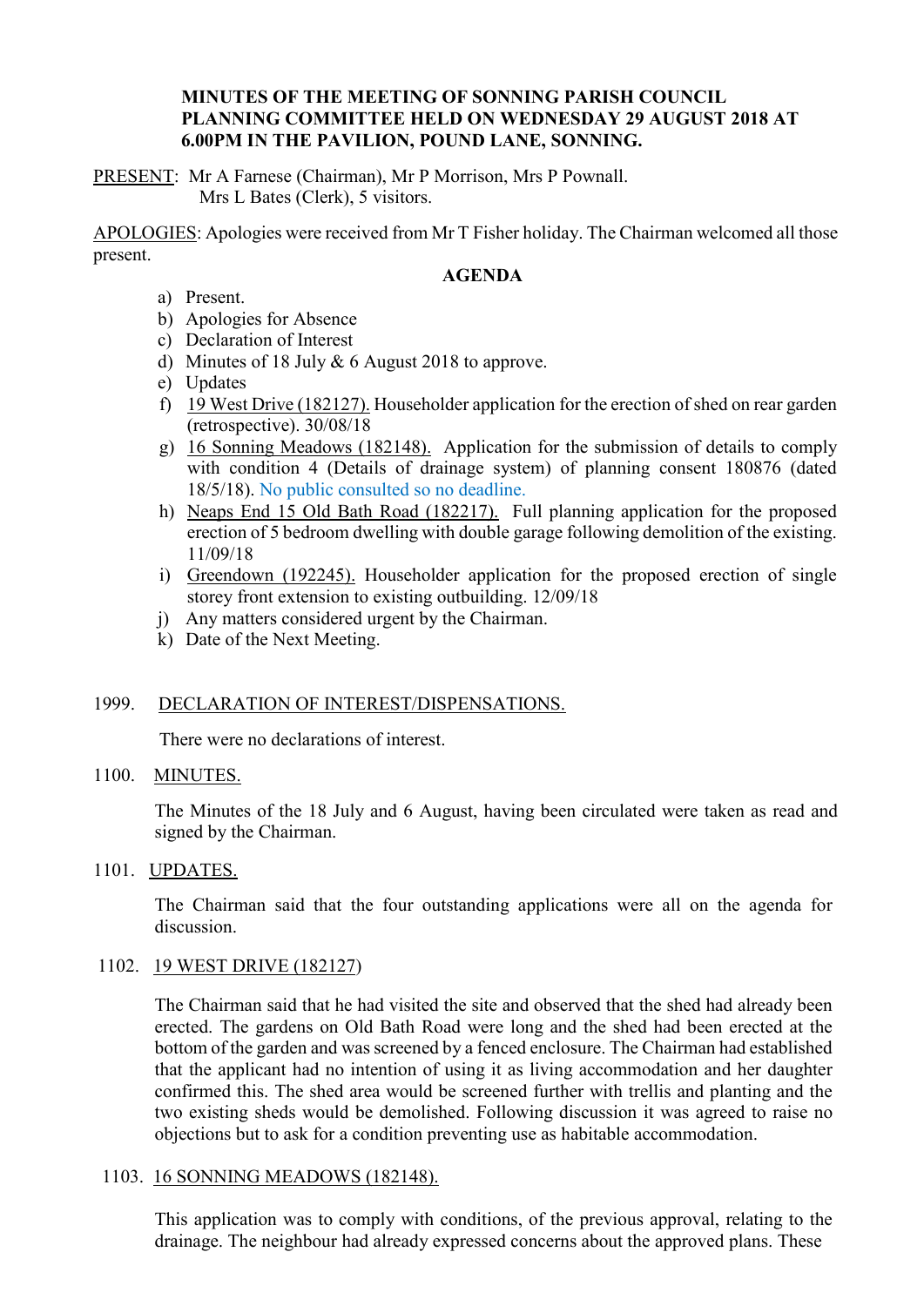**MINUTES OF THE MEETING OF SONNING PARISH COUNCIL PLANNING COMMITTEE HELD ON WEDNESDAY 29 AUGUST 2018 AT 6.00PM IN THE PAVILION, POUND LANE, SONNING.**

PRESENT: Mr A Farnese (Chairman), Mr P Morrison, Mrs P Pownall.
Mrs L Bates (Clerk), 5 visitors.

APOLOGIES: Apologies were received from Mr T Fisher holiday. The Chairman welcomed all those present.

**AGENDA**

a) Present.
b) Apologies for Absence
c) Declaration of Interest
d) Minutes of 18 July & 6 August 2018 to approve.
e) Updates
f) 19 West Drive (182127). Householder application for the erection of shed on rear garden (retrospective). 30/08/18
g) 16 Sonning Meadows (182148). Application for the submission of details to comply with condition 4 (Details of drainage system) of planning consent 180876 (dated 18/5/18). No public consulted so no deadline.
h) Neaps End 15 Old Bath Road (182217). Full planning application for the proposed erection of 5 bedroom dwelling with double garage following demolition of the existing. 11/09/18
i) Greendown (192245). Householder application for the proposed erection of single storey front extension to existing outbuilding. 12/09/18
j) Any matters considered urgent by the Chairman.
k) Date of the Next Meeting.

1999. DECLARATION OF INTEREST/DISPENSATIONS.

There were no declarations of interest.

1100. MINUTES.

The Minutes of the 18 July and 6 August, having been circulated were taken as read and signed by the Chairman.

1101. UPDATES.

The Chairman said that the four outstanding applications were all on the agenda for discussion.

1102. 19 WEST DRIVE (182127)

The Chairman said that he had visited the site and observed that the shed had already been erected. The gardens on Old Bath Road were long and the shed had been erected at the bottom of the garden and was screened by a fenced enclosure. The Chairman had established that the applicant had no intention of using it as living accommodation and her daughter confirmed this. The shed area would be screened further with trellis and planting and the two existing sheds would be demolished. Following discussion it was agreed to raise no objections but to ask for a condition preventing use as habitable accommodation.

1103. 16 SONNING MEADOWS (182148).

This application was to comply with conditions, of the previous approval, relating to the drainage. The neighbour had already expressed concerns about the approved plans. These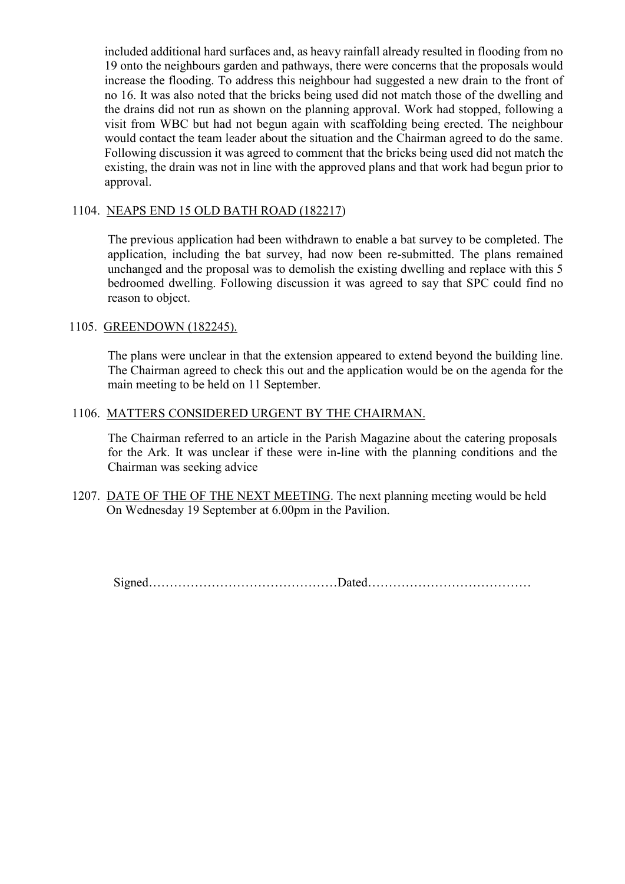included additional hard surfaces and, as heavy rainfall already resulted in flooding from no 19 onto the neighbours garden and pathways, there were concerns that the proposals would increase the flooding. To address this neighbour had suggested a new drain to the front of no 16. It was also noted that the bricks being used did not match those of the dwelling and the drains did not run as shown on the planning approval. Work had stopped, following a visit from WBC but had not begun again with scaffolding being erected. The neighbour would contact the team leader about the situation and the Chairman agreed to do the same. Following discussion it was agreed to comment that the bricks being used did not match the existing, the drain was not in line with the approved plans and that work had begun prior to approval.

1104. <u>NEAPS END 15 OLD BATH ROAD (182217)</u>

The previous application had been withdrawn to enable a bat survey to be completed. The application, including the bat survey, had now been re-submitted. The plans remained unchanged and the proposal was to demolish the existing dwelling and replace with this 5 bedroomed dwelling. Following discussion it was agreed to say that SPC could find no reason to object.

1105. <u>GREENDOWN (182245).</u>

The plans were unclear in that the extension appeared to extend beyond the building line. The Chairman agreed to check this out and the application would be on the agenda for the main meeting to be held on 11 September.

1106. <u>MATTERS CONSIDERED URGENT BY THE CHAIRMAN.</u>

The Chairman referred to an article in the Parish Magazine about the catering proposals for the Ark. It was unclear if these were in-line with the planning conditions and the Chairman was seeking advice

1207. <u>DATE OF THE OF THE NEXT MEETING</u>. The next planning meeting would be held On Wednesday 19 September at 6.00pm in the Pavilion.

Signed………………………………………Dated…………………………………